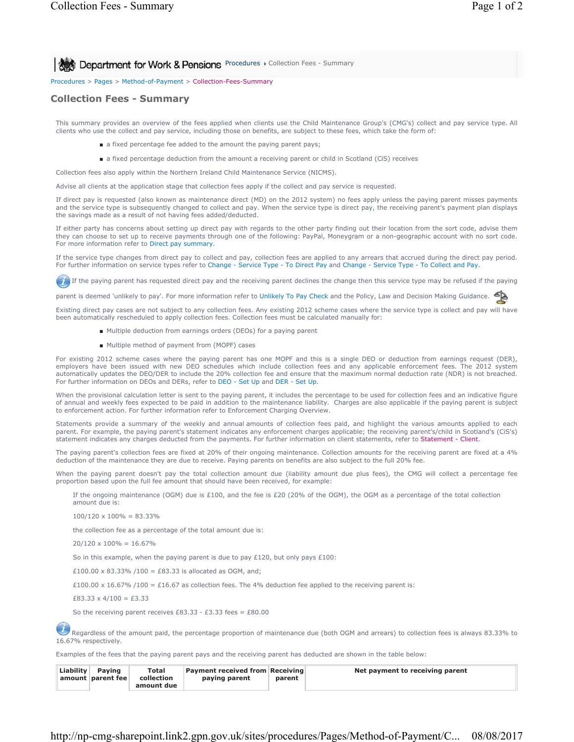Procedures > Pages > Method-of-Payment > Collection-Fees-Summary

# Collection Fees - Summary

This summary provides an overview of the fees applied when clients use the Child Maintenance Group's (CMG's) collect and pay service type. All clients who use the collect and pay service, including those on benefits, are subject to these fees, which take the form of:

- a fixed percentage fee added to the amount the paying parent pays;
- a fixed percentage deduction from the amount a receiving parent or child in Scotland (CiS) receives

Collection fees also apply within the Northern Ireland Child Maintenance Service (NICMS).

Advise all clients at the application stage that collection fees apply if the collect and pay service is requested.

If direct pay is requested (also known as maintenance direct (MD) on the 2012 system) no fees apply unless the paying parent misses payments and the service type is subsequently changed to collect and pay. When the service type is direct pay, the receiving parent's payment plan displays the savings made as a result of not having fees added/deducted.

If either party has concerns about setting up direct pay with regards to the other party finding out their location from the sort code, advise them they can choose to set up to receive payments through one of the following: PayPal, Moneygram or a non-geographic account with no sort code. For more information refer to Direct pay summary.

If the service type changes from direct pay to collect and pay, collection fees are applied to any arrears that accrued during the direct pay period. For further information on service types refer to Change - Service Type - To Direct Pay and Change - Service Type - To Collect and Pay.

If the paying parent has requested direct pay and the receiving parent declines the change then this service type may be refused if the paying parent is deemed 'unlikely to pay'. For more information refer to Unlikely To Pay Check and the Policy, Law and Decision Making Guidance.

Existing direct pay cases are not subject to any collection fees. Any existing 2012 scheme cases where the service type is collect and pay will have been automatically rescheduled to apply collection fees. Collection fees must be calculated manually for:

- Multiple deduction from earnings orders (DEOs) for a paying parent
- Multiple method of payment from (MOPF) cases

For existing 2012 scheme cases where the paying parent has one MOPF and this is a single DEO or deduction from earnings request (DER), employers have been issued with new DEO schedules which include collection fees and any applicable enforcement fees. The 2012 system automatically updates the DEO/DER to include the 20% collection fee and ensure that the maximum normal deduction rate (NDR) is not breached. For further information on DEOs and DERs, refer to DEO - Set Up and DER - Set Up.

When the provisional calculation letter is sent to the paying parent, it includes the percentage to be used for collection fees and an indicative figure of annual and weekly fees expected to be paid in addition to the maintenance liability. Charges are also applicable if the paying parent is subject to enforcement action. For further information refer to Enforcement Charging Overview.

Statements provide a summary of the weekly and annual amounts of collection fees paid, and highlight the various amounts applied to each parent. For example, the paying parent's statement indicates any enforcement charges applicable; the receiving parent's/child in Scotland's (CiS's) statement indicates any charges deducted from the payments. For further information on client statements, refer to Statement - Client.

The paying parent's collection fees are fixed at 20% of their ongoing maintenance. Collection amounts for the receiving parent are fixed at a 4% deduction of the maintenance they are due to receive. Paying parents on benefits are also subject to the full 20% fee.

When the paying parent doesn't pay the total collection amount due (liability amount due plus fees), the CMG will collect a percentage fee proportion based upon the full fee amount that should have been received, for example:

> If the ongoing maintenance (OGM) due is £100, and the fee is £20 (20% of the OGM), the OGM as a percentage of the total collection amount due is:
>
> 100/120 x 100% = 83.33%
>
> the collection fee as a percentage of the total amount due is:
>
> 20/120 x 100% = 16.67%
>
> So in this example, when the paying parent is due to pay £120, but only pays £100:
>
> £100.00 x 83.33% /100 = £83.33 is allocated as OGM, and;
>
> £100.00 x 16.67% /100 = £16.67 as collection fees. The 4% deduction fee applied to the receiving parent is:
>
> £83.33 x 4/100 = £3.33
>
> So the receiving parent receives £83.33 - £3.33 fees = £80.00

Regardless of the amount paid, the percentage proportion of maintenance due (both OGM and arrears) to collection fees is always 83.33% to 16.67% respectively.

Examples of the fees that the paying parent pays and the receiving parent has deducted are shown in the table below:

| Liability amount | Paying parent fee | Total collection amount due | Payment received from paying parent | Receiving parent | Net payment to receiving parent |
|---|---|---|---|---|---|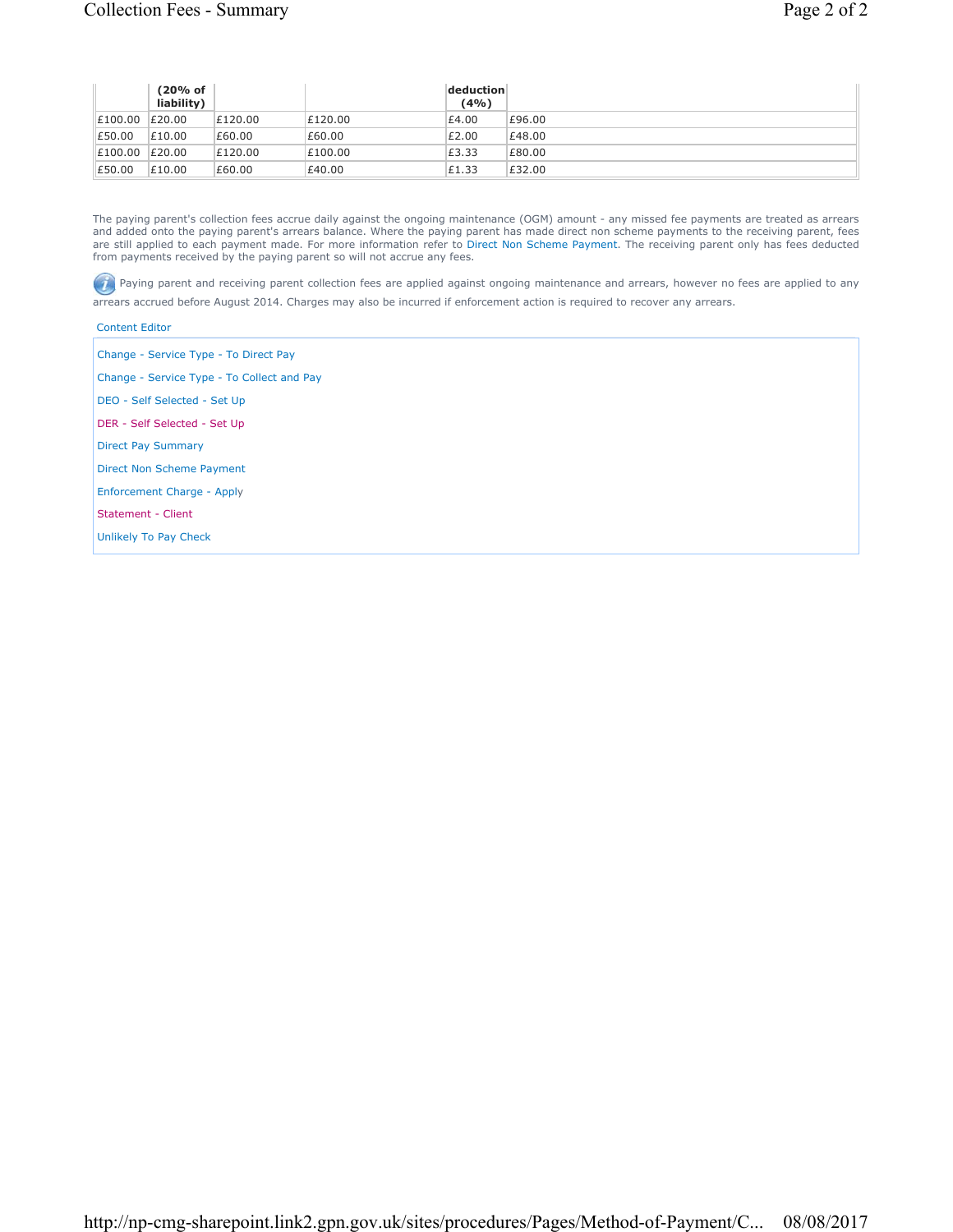| | (20% of liability) | | | deduction (4%) | |
|---|---|---|---|---|---|
| £100.00 | £20.00 | £120.00 | £120.00 | £4.00 | £96.00 |
| £50.00 | £10.00 | £60.00 | £60.00 | £2.00 | £48.00 |
| £100.00 | £20.00 | £120.00 | £100.00 | £3.33 | £80.00 |
| £50.00 | £10.00 | £60.00 | £40.00 | £1.33 | £32.00 |

The paying parent's collection fees accrue daily against the ongoing maintenance (OGM) amount - any missed fee payments are treated as arrears and added onto the paying parent's arrears balance. Where the paying parent has made direct non scheme payments to the receiving parent, fees are still applied to each payment made. For more information refer to Direct Non Scheme Payment. The receiving parent only has fees deducted from payments received by the paying parent so will not accrue any fees.

Paying parent and receiving parent collection fees are applied against ongoing maintenance and arrears, however no fees are applied to any arrears accrued before August 2014. Charges may also be incurred if enforcement action is required to recover any arrears.

Content Editor

- Change - Service Type - To Direct Pay
- Change - Service Type - To Collect and Pay
- DEO - Self Selected - Set Up
- DER - Self Selected - Set Up
- Direct Pay Summary
- Direct Non Scheme Payment
- Enforcement Charge - Apply
- Statement - Client
- Unlikely To Pay Check